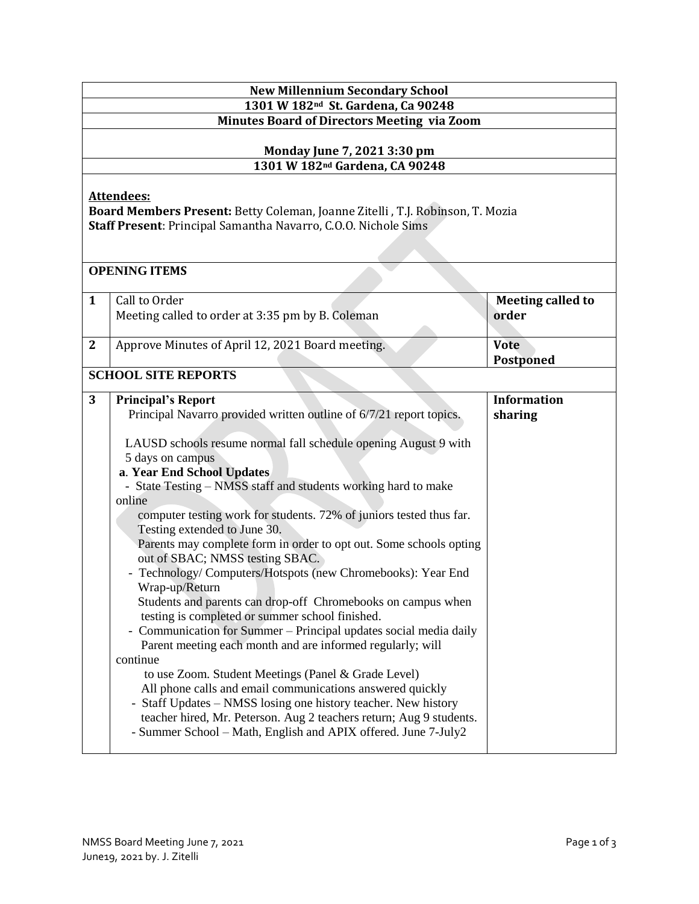**New Millennium Secondary School**

**1301 W 182nd St. Gardena, Ca 90248**

**Minutes Board of Directors Meeting via Zoom**

**Monday June 7, 2021 3:30 pm**

**1301 W 182nd Gardena, CA 90248**

**Attendees:**

**Board Members Present:** Betty Coleman, Joanne Zitelli , T.J. Robinson, T. Mozia

**Staff Present**: Principal Samantha Navarro, C.O.O. Nichole Sims

**OPENING ITEMS**

| | | |
|---|---|---|
| **1** | Call to Order<br>Meeting called to order at 3:35 pm by B. Coleman | **Meeting called to order** |
| **2** | Approve Minutes of April 12, 2021 Board meeting. | **Vote Postponed** |

**SCHOOL SITE REPORTS**

| | | |
|---|---|---|
| **3** | **Principal's Report**<br>Principal Navarro provided written outline of 6/7/21 report topics.<br><br>LAUSD schools resume normal fall schedule opening August 9 with 5 days on campus<br>**a. Year End School Updates**<br>- State Testing – NMSS staff and students working hard to make online computer testing work for students. 72% of juniors tested thus far. Testing extended to June 30.<br>Parents may complete form in order to opt out. Some schools opting out of SBAC; NMSS testing SBAC.<br>- Technology/ Computers/Hotspots (new Chromebooks): Year End Wrap-up/Return<br>Students and parents can drop-off Chromebooks on campus when testing is completed or summer school finished.<br>- Communication for Summer – Principal updates social media daily<br>Parent meeting each month and are informed regularly; will continue to use Zoom. Student Meetings (Panel & Grade Level)<br>All phone calls and email communications answered quickly<br>- Staff Updates – NMSS losing one history teacher. New history teacher hired, Mr. Peterson. Aug 2 teachers return; Aug 9 students.<br>- Summer School – Math, English and APIX offered. June 7-July2 | **Information sharing** |

NMSS Board Meeting June 7, 2021
June19, 2021 by. J. Zitelli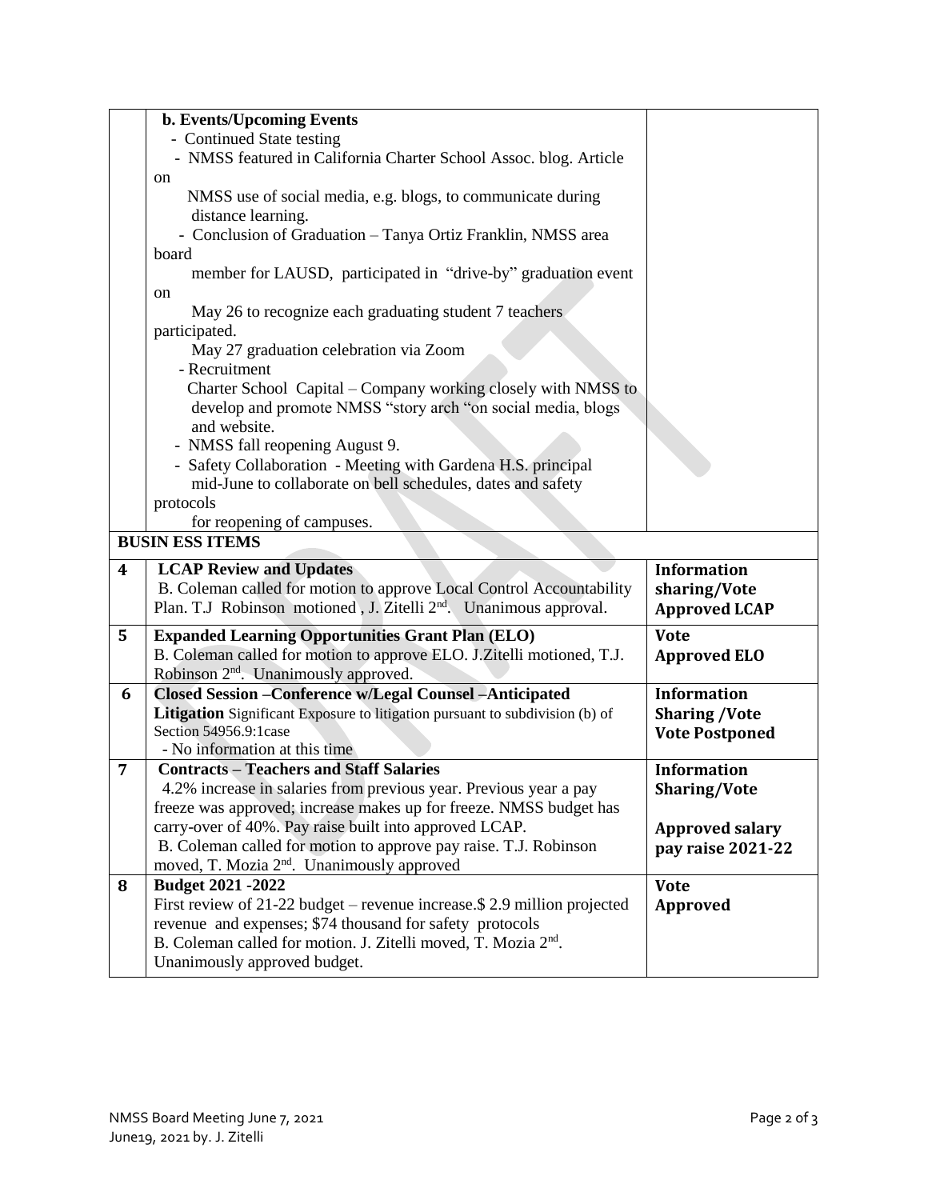| | | |
|---|---|---|
| | **b. Events/Upcoming Events**<br>- Continued State testing<br>- NMSS featured in California Charter School Assoc. blog. Article on<br>NMSS use of social media, e.g. blogs, to communicate during distance learning.<br>- Conclusion of Graduation – Tanya Ortiz Franklin, NMSS area board<br>member for LAUSD, participated in "drive-by" graduation event on<br>May 26 to recognize each graduating student 7 teachers participated.<br>May 27 graduation celebration via Zoom<br>- Recruitment<br>Charter School Capital – Company working closely with NMSS to develop and promote NMSS "story arch "on social media, blogs and website.<br>- NMSS fall reopening August 9.<br>- Safety Collaboration - Meeting with Gardena H.S. principal mid-June to collaborate on bell schedules, dates and safety protocols<br>for reopening of campuses. | |
| **BUSIN ESS ITEMS** | | |
| **4** | **LCAP Review and Updates**<br>B. Coleman called for motion to approve Local Control Accountability Plan. T.J Robinson motioned , J. Zitelli 2nd. Unanimous approval. | **Information sharing/Vote**<br>**Approved LCAP** |
| **5** | **Expanded Learning Opportunities Grant Plan (ELO)**<br>B. Coleman called for motion to approve ELO. J.Zitelli motioned, T.J. Robinson 2nd. Unanimously approved. | **Vote**<br>**Approved ELO** |
| **6** | **Closed Session –Conference w/Legal Counsel –Anticipated Litigation** Significant Exposure to litigation pursuant to subdivision (b) of Section 54956.9:1case<br>- No information at this time | **Information Sharing /Vote**<br>**Vote Postponed** |
| **7** | **Contracts – Teachers and Staff Salaries**<br>4.2% increase in salaries from previous year. Previous year a pay freeze was approved; increase makes up for freeze. NMSS budget has carry-over of 40%. Pay raise built into approved LCAP.<br>B. Coleman called for motion to approve pay raise. T.J. Robinson moved, T. Mozia 2nd. Unanimously approved | **Information Sharing/Vote**<br><br>**Approved salary pay raise 2021-22** |
| **8** | **Budget 2021 -2022**<br>First review of 21-22 budget – revenue increase.$ 2.9 million projected revenue and expenses; $74 thousand for safety protocols<br>B. Coleman called for motion. J. Zitelli moved, T. Mozia 2nd.<br>Unanimously approved budget. | **Vote**<br>**Approved** |

NMSS Board Meeting June 7, 2021
June19, 2021 by. J. Zitelli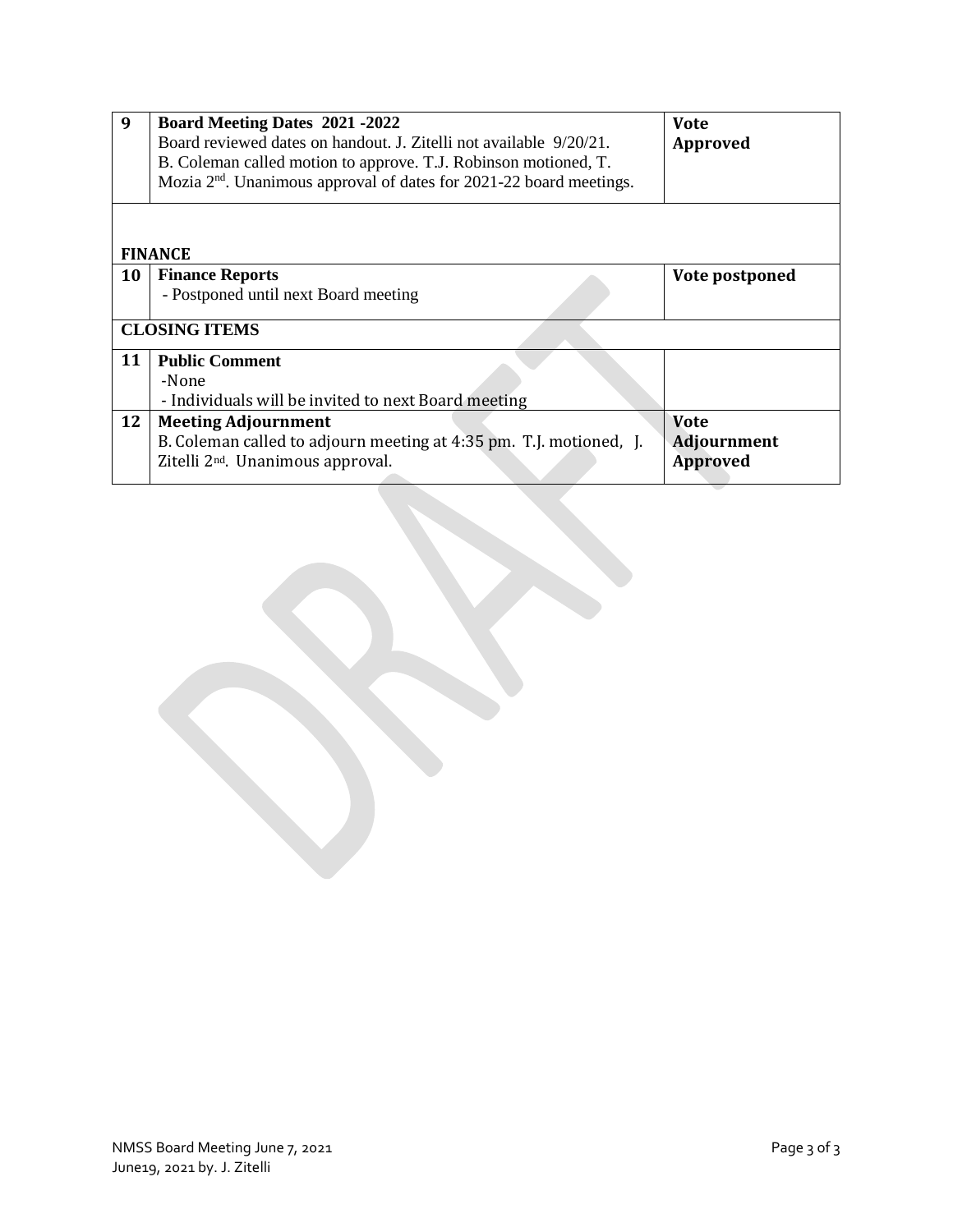| | | |
|---|---|---|
| **9** | **Board Meeting Dates 2021 -2022**<br>Board reviewed dates on handout. J. Zitelli not available 9/20/21.<br>B. Coleman called motion to approve. T.J. Robinson motioned, T. Mozia 2nd. Unanimous approval of dates for 2021-22 board meetings. | **Vote Approved** |
| **FINANCE** | | |
| **10** | **Finance Reports**<br>- Postponed until next Board meeting | **Vote postponed** |
| **CLOSING ITEMS** | | |
| **11** | **Public Comment**<br>-None<br>- Individuals will be invited to next Board meeting | |
| **12** | **Meeting Adjournment**<br>B. Coleman called to adjourn meeting at 4:35 pm. T.J. motioned, J. Zitelli 2nd. Unanimous approval. | **Vote Adjournment Approved** |

NMSS Board Meeting June 7, 2021

June19, 2021 by. J. Zitelli